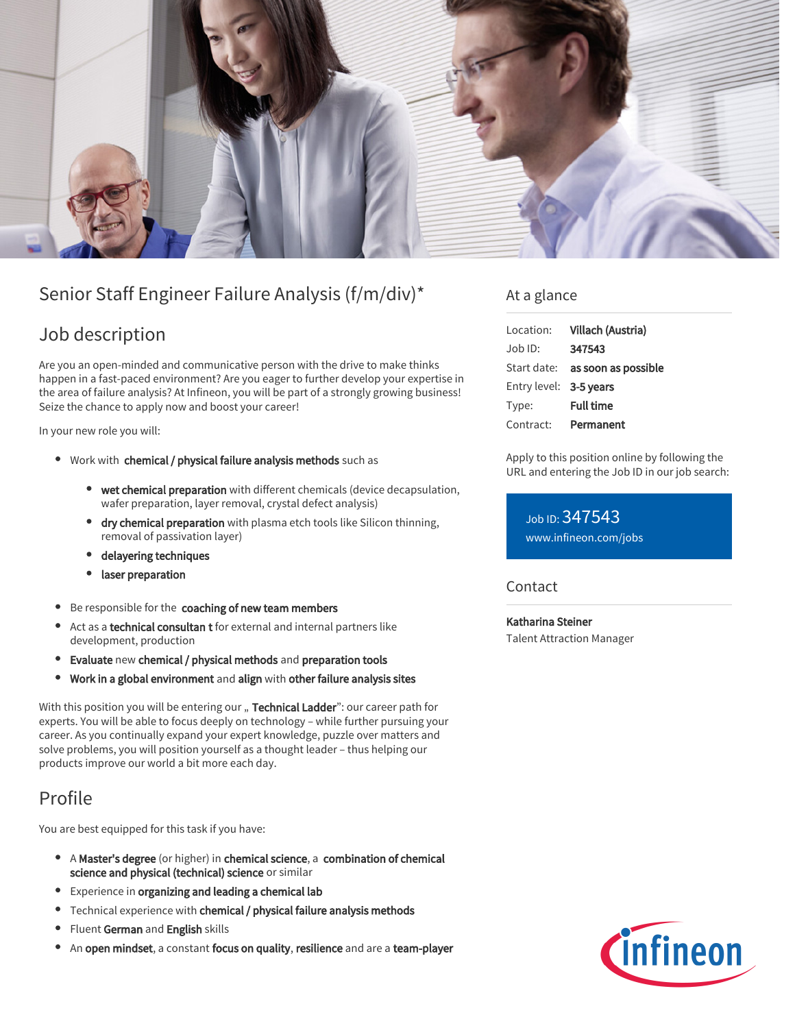# Senior Staff Engineer Failure Analysis (f/m/div)*

## Job description

Are you an open-minded and communicative person with the drive to make thinks happen in a fast-paced environment? Are you eager to further develop your expertise in the area of failure analysis? At Infineon, you will be part of a strongly growing business! Seize the chance to apply now and boost your career!

In your new role you will:

- Work with **chemical / physical failure analysis methods** such as
  - **wet chemical preparation** with different chemicals (device decapsulation, wafer preparation, layer removal, crystal defect analysis)
  - **dry chemical preparation** with plasma etch tools like Silicon thinning, removal of passivation layer)
  - **delayering techniques**
  - **laser preparation**
- Be responsible for the **coaching of new team members**
- Act as a **technical consultan t** for external and internal partners like development, production
- **Evaluate** new **chemical / physical methods** and **preparation tools**
- **Work in a global environment** and **align** with **other failure analysis sites**

With this position you will be entering our „ **Technical Ladder**": our career path for experts. You will be able to focus deeply on technology – while further pursuing your career. As you continually expand your expert knowledge, puzzle over matters and solve problems, you will position yourself as a thought leader – thus helping our products improve our world a bit more each day.

## Profile

You are best equipped for this task if you have:

- A **Master's degree** (or higher) in **chemical science**, a **combination of chemical science and physical (technical) science** or similar
- Experience in **organizing and leading a chemical lab**
- Technical experience with **chemical / physical failure analysis methods**
- Fluent **German** and **English** skills
- An **open mindset**, a constant **focus on quality**, **resilience** and are a **team-player**

## At a glance

| | |
|---|---|
| Location: | **Villach (Austria)** |
| Job ID: | **347543** |
| Start date: | **as soon as possible** |
| Entry level: | **3-5 years** |
| Type: | **Full time** |
| Contract: | **Permanent** |

Apply to this position online by following the URL and entering the Job ID in our job search:

Job ID: 347543
www.infineon.com/jobs

## Contact

**Katharina Steiner**
Talent Attraction Manager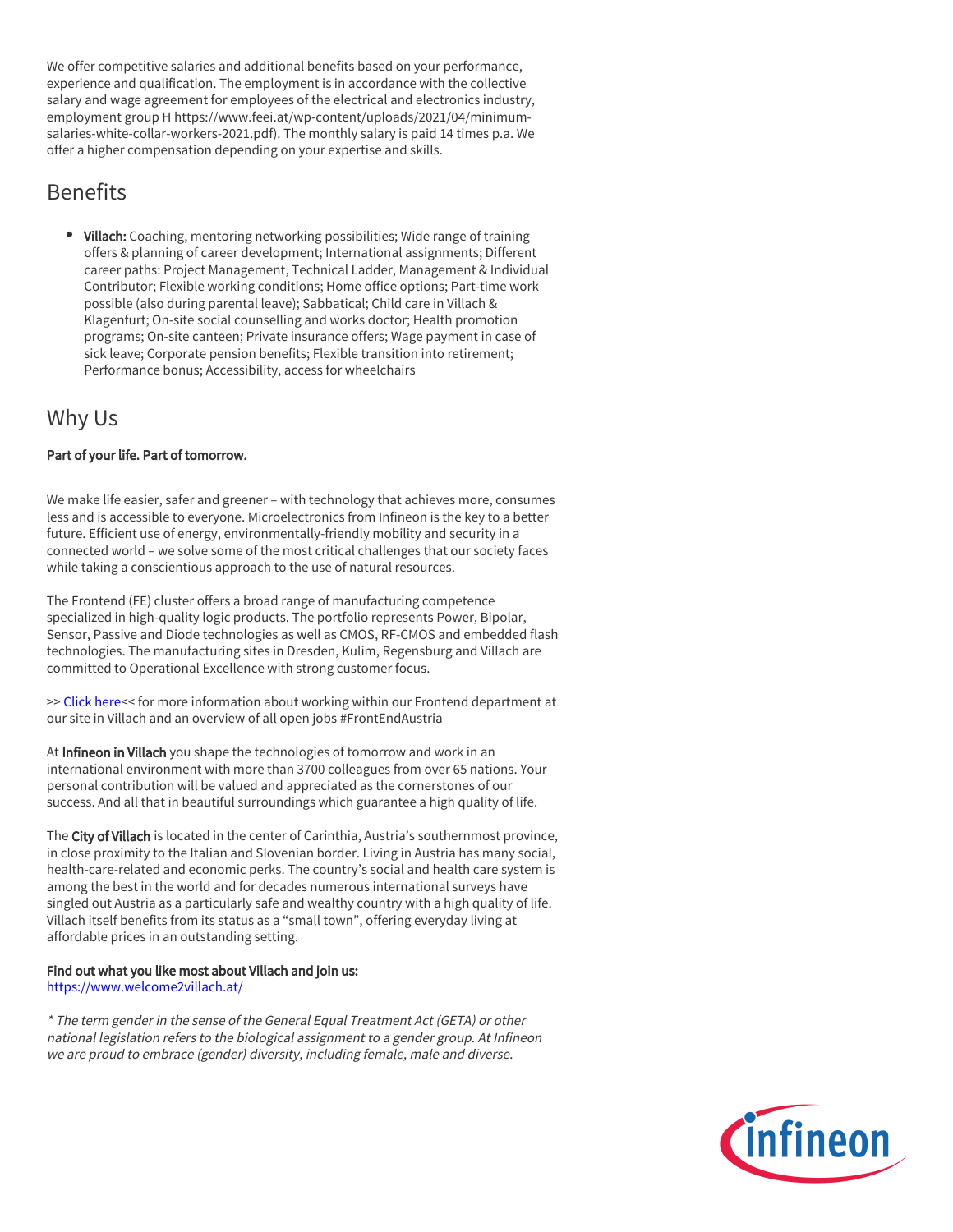We offer competitive salaries and additional benefits based on your performance, experience and qualification. The employment is in accordance with the collective salary and wage agreement for employees of the electrical and electronics industry, employment group H https://www.feei.at/wp-content/uploads/2021/04/minimum-salaries-white-collar-workers-2021.pdf). The monthly salary is paid 14 times p.a. We offer a higher compensation depending on your expertise and skills.

## Benefits

- **Villach:** Coaching, mentoring networking possibilities; Wide range of training offers & planning of career development; International assignments; Different career paths: Project Management, Technical Ladder, Management & Individual Contributor; Flexible working conditions; Home office options; Part-time work possible (also during parental leave); Sabbatical; Child care in Villach & Klagenfurt; On-site social counselling and works doctor; Health promotion programs; On-site canteen; Private insurance offers; Wage payment in case of sick leave; Corporate pension benefits; Flexible transition into retirement; Performance bonus; Accessibility, access for wheelchairs

## Why Us

**Part of your life. Part of tomorrow.**

We make life easier, safer and greener – with technology that achieves more, consumes less and is accessible to everyone. Microelectronics from Infineon is the key to a better future. Efficient use of energy, environmentally-friendly mobility and security in a connected world – we solve some of the most critical challenges that our society faces while taking a conscientious approach to the use of natural resources.

The Frontend (FE) cluster offers a broad range of manufacturing competence specialized in high-quality logic products. The portfolio represents Power, Bipolar, Sensor, Passive and Diode technologies as well as CMOS, RF-CMOS and embedded flash technologies. The manufacturing sites in Dresden, Kulim, Regensburg and Villach are committed to Operational Excellence with strong customer focus.

>> Click here<< for more information about working within our Frontend department at our site in Villach and an overview of all open jobs #FrontEndAustria

At **Infineon in Villach** you shape the technologies of tomorrow and work in an international environment with more than 3700 colleagues from over 65 nations. Your personal contribution will be valued and appreciated as the cornerstones of our success. And all that in beautiful surroundings which guarantee a high quality of life.

The **City of Villach** is located in the center of Carinthia, Austria's southernmost province, in close proximity to the Italian and Slovenian border. Living in Austria has many social, health-care-related and economic perks. The country's social and health care system is among the best in the world and for decades numerous international surveys have singled out Austria as a particularly safe and wealthy country with a high quality of life. Villach itself benefits from its status as a "small town", offering everyday living at affordable prices in an outstanding setting.

**Find out what you like most about Villach and join us:**
https://www.welcome2villach.at/

*\* The term gender in the sense of the General Equal Treatment Act (GETA) or other national legislation refers to the biological assignment to a gender group. At Infineon we are proud to embrace (gender) diversity, including female, male and diverse.*